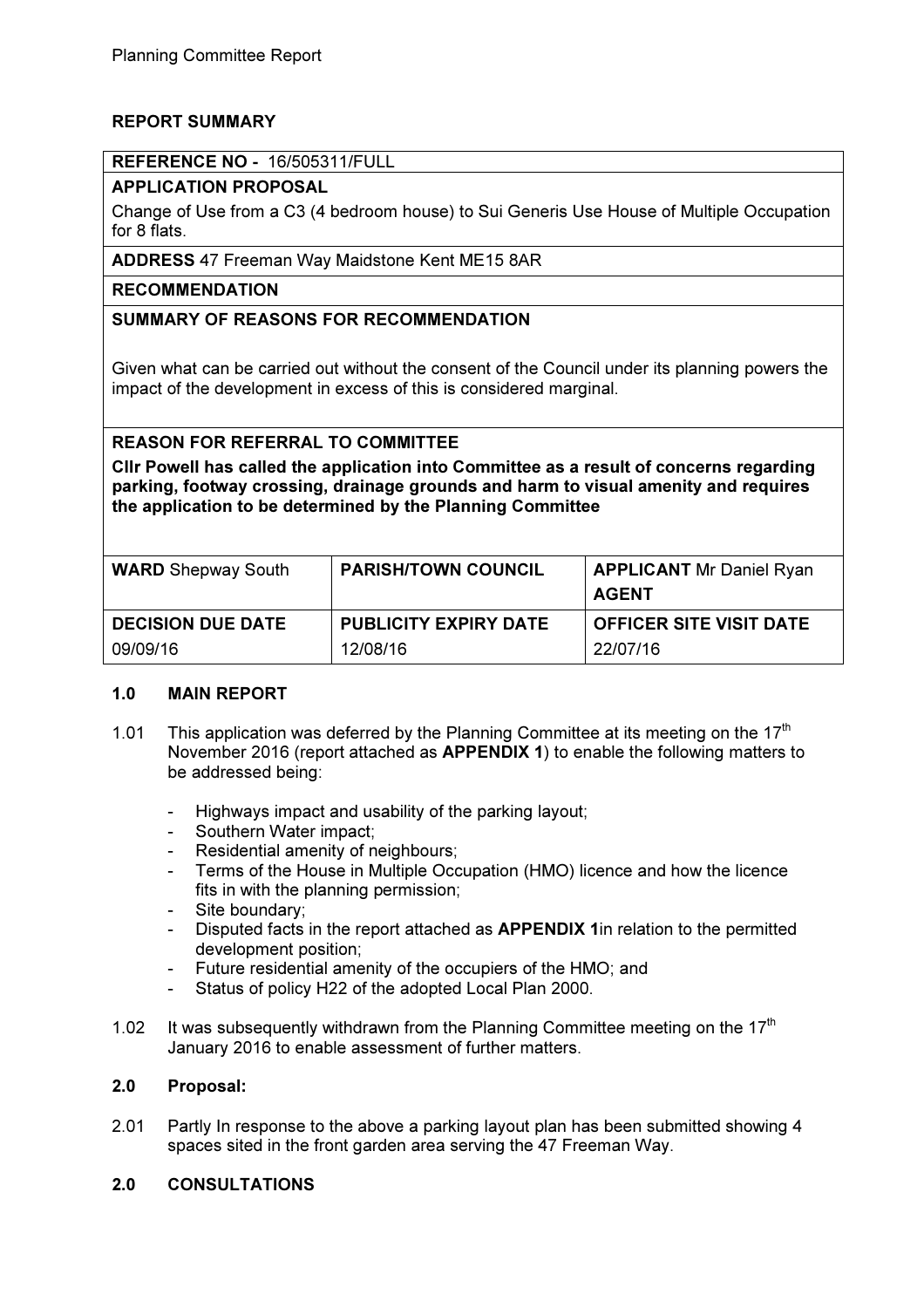Planning Committee Report

**REPORT SUMMARY**

| | | |
|---|---|---|
| **REFERENCE NO -** 16/505311/FULL | | |
| **APPLICATION PROPOSAL**<br>Change of Use from a C3 (4 bedroom house) to Sui Generis Use House of Multiple Occupation for 8 flats. | | |
| **ADDRESS** 47 Freeman Way Maidstone Kent ME15 8AR | | |
| **RECOMMENDATION** | | |
| **SUMMARY OF REASONS FOR RECOMMENDATION**<br><br>Given what can be carried out without the consent of the Council under its planning powers the impact of the development in excess of this is considered marginal. | | |
| **REASON FOR REFERRAL TO COMMITTEE**<br>**Cllr Powell has called the application into Committee as a result of concerns regarding parking, footway crossing, drainage grounds and harm to visual amenity and requires the application to be determined by the Planning Committee** | | |
| **WARD** Shepway South | **PARISH/TOWN COUNCIL** | **APPLICANT** Mr Daniel Ryan<br>**AGENT** |
| **DECISION DUE DATE**<br>09/09/16 | **PUBLICITY EXPIRY DATE**<br>12/08/16 | **OFFICER SITE VISIT DATE**<br>22/07/16 |

## 1.0 MAIN REPORT

1.01 This application was deferred by the Planning Committee at its meeting on the 17th November 2016 (report attached as **APPENDIX 1**) to enable the following matters to be addressed being:

- Highways impact and usability of the parking layout;
- Southern Water impact;
- Residential amenity of neighbours;
- Terms of the House in Multiple Occupation (HMO) licence and how the licence fits in with the planning permission;
- Site boundary;
- Disputed facts in the report attached as **APPENDIX 1**in relation to the permitted development position;
- Future residential amenity of the occupiers of the HMO; and
- Status of policy H22 of the adopted Local Plan 2000.

1.02 It was subsequently withdrawn from the Planning Committee meeting on the 17th January 2016 to enable assessment of further matters.

## 2.0 Proposal:

2.01 Partly In response to the above a parking layout plan has been submitted showing 4 spaces sited in the front garden area serving the 47 Freeman Way.

## 2.0 CONSULTATIONS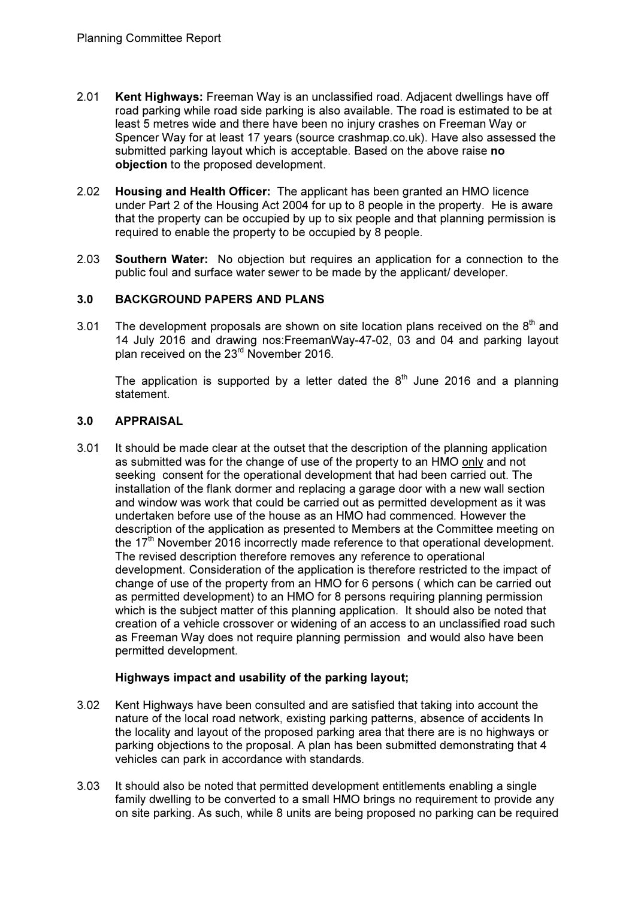2.01 **Kent Highways:** Freeman Way is an unclassified road. Adjacent dwellings have off road parking while road side parking is also available. The road is estimated to be at least 5 metres wide and there have been no injury crashes on Freeman Way or Spencer Way for at least 17 years (source crashmap.co.uk). Have also assessed the submitted parking layout which is acceptable. Based on the above raise **no objection** to the proposed development.

2.02 **Housing and Health Officer:** The applicant has been granted an HMO licence under Part 2 of the Housing Act 2004 for up to 8 people in the property. He is aware that the property can be occupied by up to six people and that planning permission is required to enable the property to be occupied by 8 people.

2.03 **Southern Water:** No objection but requires an application for a connection to the public foul and surface water sewer to be made by the applicant/ developer.

## 3.0 BACKGROUND PAPERS AND PLANS

3.01 The development proposals are shown on site location plans received on the 8th and 14 July 2016 and drawing nos:FreemanWay-47-02, 03 and 04 and parking layout plan received on the 23rd November 2016.

The application is supported by a letter dated the 8th June 2016 and a planning statement.

## 3.0 APPRAISAL

3.01 It should be made clear at the outset that the description of the planning application as submitted was for the change of use of the property to an HMO only and not seeking consent for the operational development that had been carried out. The installation of the flank dormer and replacing a garage door with a new wall section and window was work that could be carried out as permitted development as it was undertaken before use of the house as an HMO had commenced. However the description of the application as presented to Members at the Committee meeting on the 17th November 2016 incorrectly made reference to that operational development. The revised description therefore removes any reference to operational development. Consideration of the application is therefore restricted to the impact of change of use of the property from an HMO for 6 persons ( which can be carried out as permitted development) to an HMO for 8 persons requiring planning permission which is the subject matter of this planning application. It should also be noted that creation of a vehicle crossover or widening of an access to an unclassified road such as Freeman Way does not require planning permission and would also have been permitted development.

**Highways impact and usability of the parking layout;**

3.02 Kent Highways have been consulted and are satisfied that taking into account the nature of the local road network, existing parking patterns, absence of accidents In the locality and layout of the proposed parking area that there are is no highways or parking objections to the proposal. A plan has been submitted demonstrating that 4 vehicles can park in accordance with standards.

3.03 It should also be noted that permitted development entitlements enabling a single family dwelling to be converted to a small HMO brings no requirement to provide any on site parking. As such, while 8 units are being proposed no parking can be required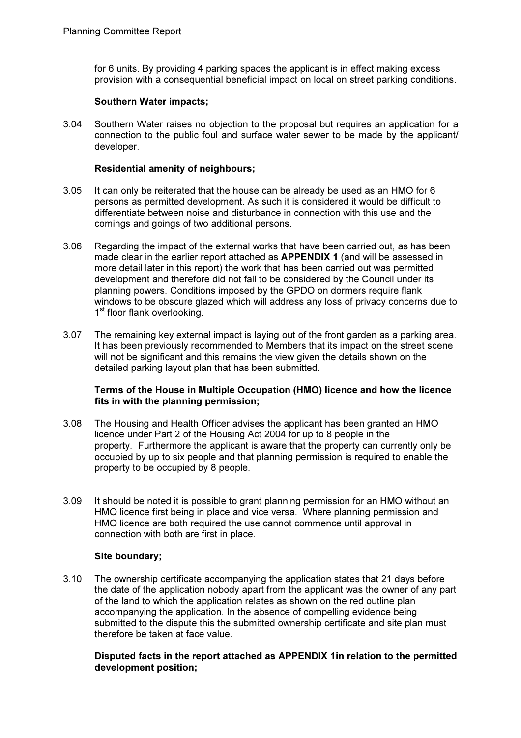for 6 units. By providing 4 parking spaces the applicant is in effect making excess provision with a consequential beneficial impact on local on street parking conditions.

**Southern Water impacts;**

3.04 Southern Water raises no objection to the proposal but requires an application for a connection to the public foul and surface water sewer to be made by the applicant/ developer.

**Residential amenity of neighbours;**

3.05 It can only be reiterated that the house can be already be used as an HMO for 6 persons as permitted development. As such it is considered it would be difficult to differentiate between noise and disturbance in connection with this use and the comings and goings of two additional persons.

3.06 Regarding the impact of the external works that have been carried out, as has been made clear in the earlier report attached as **APPENDIX 1** (and will be assessed in more detail later in this report) the work that has been carried out was permitted development and therefore did not fall to be considered by the Council under its planning powers. Conditions imposed by the GPDO on dormers require flank windows to be obscure glazed which will address any loss of privacy concerns due to 1st floor flank overlooking.

3.07 The remaining key external impact is laying out of the front garden as a parking area. It has been previously recommended to Members that its impact on the street scene will not be significant and this remains the view given the details shown on the detailed parking layout plan that has been submitted.

**Terms of the House in Multiple Occupation (HMO) licence and how the licence fits in with the planning permission;**

3.08 The Housing and Health Officer advises the applicant has been granted an HMO licence under Part 2 of the Housing Act 2004 for up to 8 people in the property. Furthermore the applicant is aware that the property can currently only be occupied by up to six people and that planning permission is required to enable the property to be occupied by 8 people.

3.09 It should be noted it is possible to grant planning permission for an HMO without an HMO licence first being in place and vice versa. Where planning permission and HMO licence are both required the use cannot commence until approval in connection with both are first in place.

**Site boundary;**

3.10 The ownership certificate accompanying the application states that 21 days before the date of the application nobody apart from the applicant was the owner of any part of the land to which the application relates as shown on the red outline plan accompanying the application. In the absence of compelling evidence being submitted to the dispute this the submitted ownership certificate and site plan must therefore be taken at face value.

**Disputed facts in the report attached as APPENDIX 1in relation to the permitted development position;**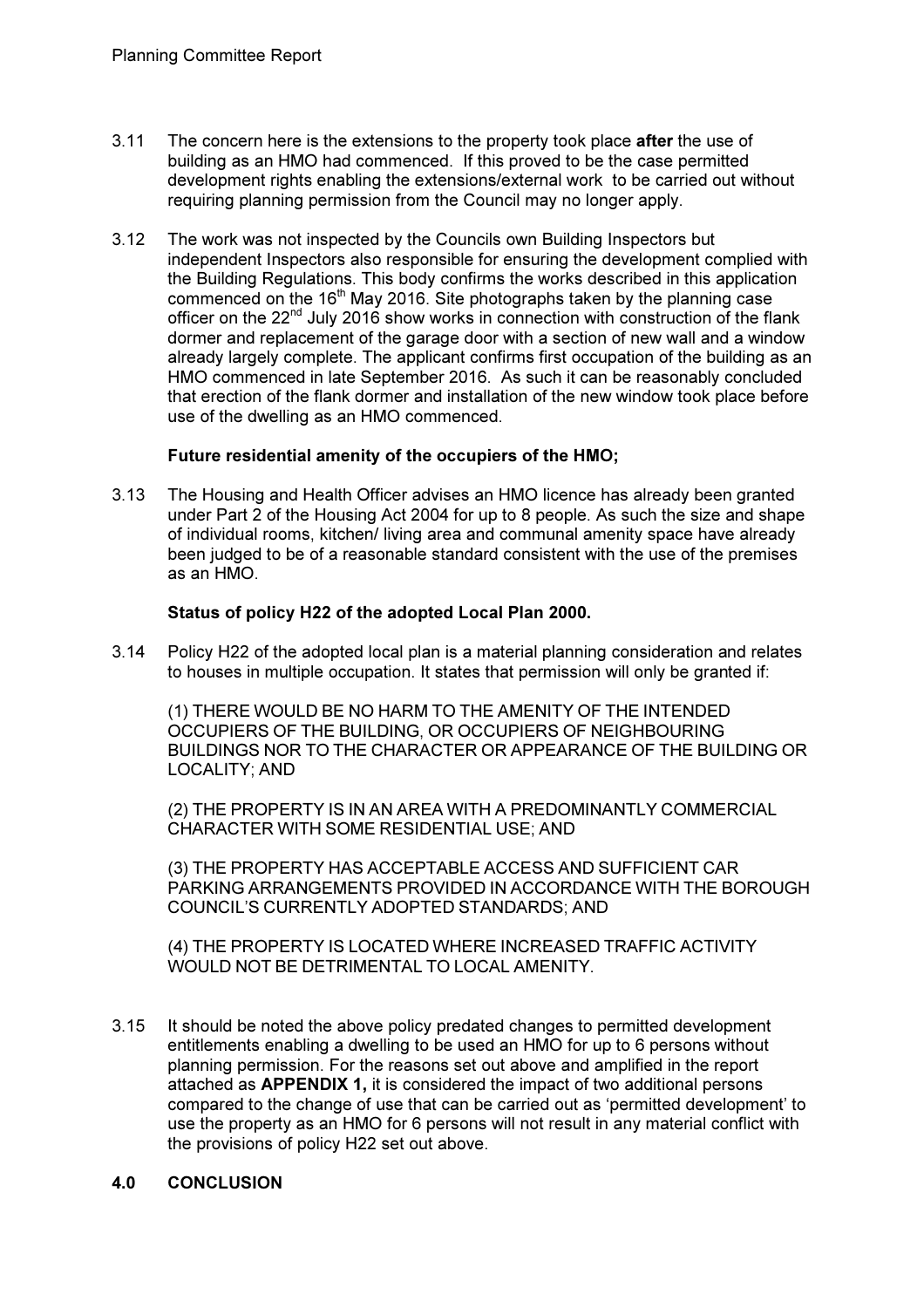3.11 The concern here is the extensions to the property took place **after** the use of building as an HMO had commenced. If this proved to be the case permitted development rights enabling the extensions/external work to be carried out without requiring planning permission from the Council may no longer apply.

3.12 The work was not inspected by the Councils own Building Inspectors but independent Inspectors also responsible for ensuring the development complied with the Building Regulations. This body confirms the works described in this application commenced on the 16th May 2016. Site photographs taken by the planning case officer on the 22nd July 2016 show works in connection with construction of the flank dormer and replacement of the garage door with a section of new wall and a window already largely complete. The applicant confirms first occupation of the building as an HMO commenced in late September 2016. As such it can be reasonably concluded that erection of the flank dormer and installation of the new window took place before use of the dwelling as an HMO commenced.

**Future residential amenity of the occupiers of the HMO;**

3.13 The Housing and Health Officer advises an HMO licence has already been granted under Part 2 of the Housing Act 2004 for up to 8 people. As such the size and shape of individual rooms, kitchen/ living area and communal amenity space have already been judged to be of a reasonable standard consistent with the use of the premises as an HMO.

**Status of policy H22 of the adopted Local Plan 2000.**

3.14 Policy H22 of the adopted local plan is a material planning consideration and relates to houses in multiple occupation. It states that permission will only be granted if:

(1) THERE WOULD BE NO HARM TO THE AMENITY OF THE INTENDED OCCUPIERS OF THE BUILDING, OR OCCUPIERS OF NEIGHBOURING BUILDINGS NOR TO THE CHARACTER OR APPEARANCE OF THE BUILDING OR LOCALITY; AND

(2) THE PROPERTY IS IN AN AREA WITH A PREDOMINANTLY COMMERCIAL CHARACTER WITH SOME RESIDENTIAL USE; AND

(3) THE PROPERTY HAS ACCEPTABLE ACCESS AND SUFFICIENT CAR PARKING ARRANGEMENTS PROVIDED IN ACCORDANCE WITH THE BOROUGH COUNCIL'S CURRENTLY ADOPTED STANDARDS; AND

(4) THE PROPERTY IS LOCATED WHERE INCREASED TRAFFIC ACTIVITY WOULD NOT BE DETRIMENTAL TO LOCAL AMENITY.

3.15 It should be noted the above policy predated changes to permitted development entitlements enabling a dwelling to be used an HMO for up to 6 persons without planning permission. For the reasons set out above and amplified in the report attached as **APPENDIX 1,** it is considered the impact of two additional persons compared to the change of use that can be carried out as 'permitted development' to use the property as an HMO for 6 persons will not result in any material conflict with the provisions of policy H22 set out above.

## 4.0 CONCLUSION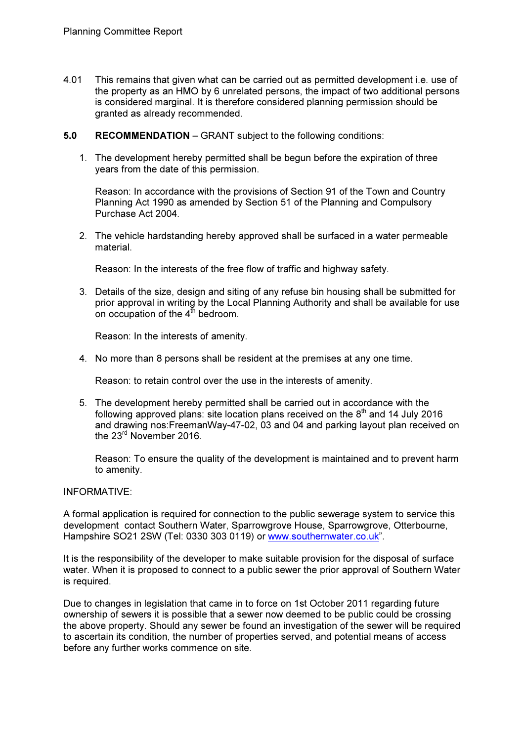4.01 This remains that given what can be carried out as permitted development i.e. use of the property as an HMO by 6 unrelated persons, the impact of two additional persons is considered marginal. It is therefore considered planning permission should be granted as already recommended.

**5.0 RECOMMENDATION** – GRANT subject to the following conditions:

1. The development hereby permitted shall be begun before the expiration of three years from the date of this permission.

   Reason: In accordance with the provisions of Section 91 of the Town and Country Planning Act 1990 as amended by Section 51 of the Planning and Compulsory Purchase Act 2004.

2. The vehicle hardstanding hereby approved shall be surfaced in a water permeable material.

   Reason: In the interests of the free flow of traffic and highway safety.

3. Details of the size, design and siting of any refuse bin housing shall be submitted for prior approval in writing by the Local Planning Authority and shall be available for use on occupation of the 4th bedroom.

   Reason: In the interests of amenity.

4. No more than 8 persons shall be resident at the premises at any one time.

   Reason: to retain control over the use in the interests of amenity.

5. The development hereby permitted shall be carried out in accordance with the following approved plans: site location plans received on the 8th and 14 July 2016 and drawing nos:FreemanWay-47-02, 03 and 04 and parking layout plan received on the 23rd November 2016.

   Reason: To ensure the quality of the development is maintained and to prevent harm to amenity.

INFORMATIVE:

A formal application is required for connection to the public sewerage system to service this development contact Southern Water, Sparrowgrove House, Sparrowgrove, Otterbourne, Hampshire SO21 2SW (Tel: 0330 303 0119) or www.southernwater.co.uk".

It is the responsibility of the developer to make suitable provision for the disposal of surface water. When it is proposed to connect to a public sewer the prior approval of Southern Water is required.

Due to changes in legislation that came in to force on 1st October 2011 regarding future ownership of sewers it is possible that a sewer now deemed to be public could be crossing the above property. Should any sewer be found an investigation of the sewer will be required to ascertain its condition, the number of properties served, and potential means of access before any further works commence on site.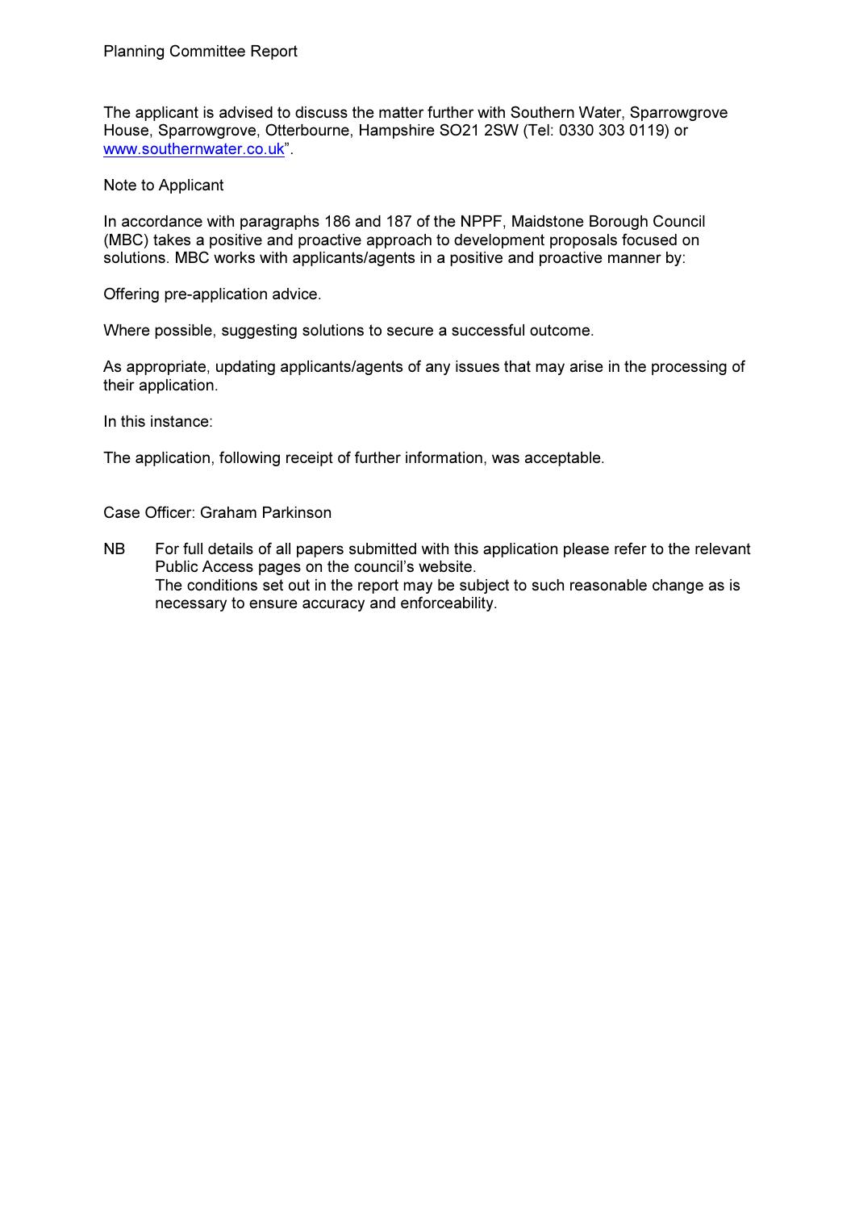The applicant is advised to discuss the matter further with Southern Water, Sparrowgrove House, Sparrowgrove, Otterbourne, Hampshire SO21 2SW (Tel: 0330 303 0119) or www.southernwater.co.uk".

Note to Applicant

In accordance with paragraphs 186 and 187 of the NPPF, Maidstone Borough Council (MBC) takes a positive and proactive approach to development proposals focused on solutions. MBC works with applicants/agents in a positive and proactive manner by:

Offering pre-application advice.

Where possible, suggesting solutions to secure a successful outcome.

As appropriate, updating applicants/agents of any issues that may arise in the processing of their application.

In this instance:

The application, following receipt of further information, was acceptable.

Case Officer: Graham Parkinson

NB For full details of all papers submitted with this application please refer to the relevant Public Access pages on the council's website.
The conditions set out in the report may be subject to such reasonable change as is necessary to ensure accuracy and enforceability.